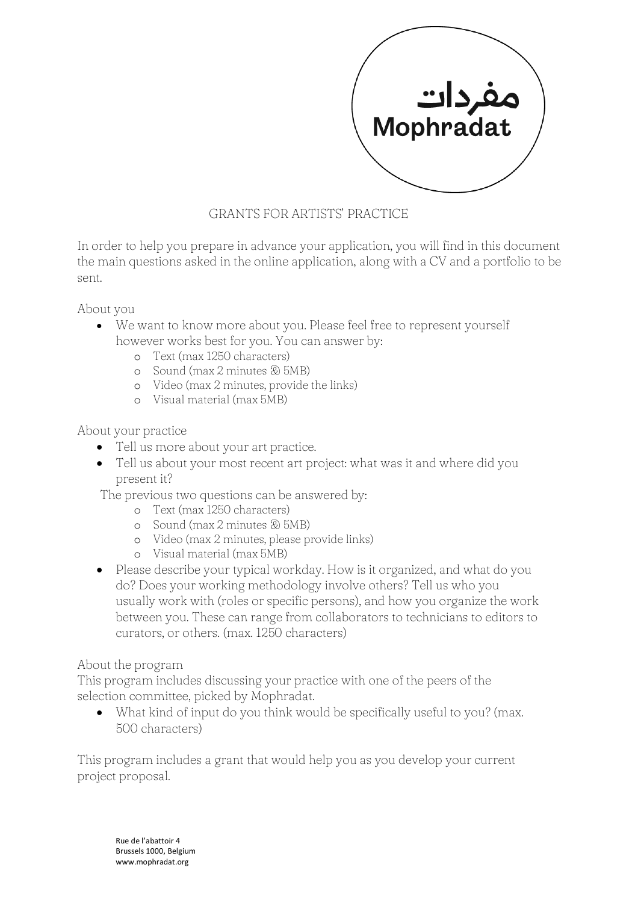مفردات
Mophradat

# GRANTS FOR ARTISTS' PRACTICE

In order to help you prepare in advance your application, you will find in this document the main questions asked in the online application, along with a CV and a portfolio to be sent.

About you

- We want to know more about you. Please feel free to represent yourself however works best for you. You can answer by:
  - Text (max 1250 characters)
  - Sound (max 2 minutes & 5MB)
  - Video (max 2 minutes, provide the links)
  - Visual material (max 5MB)

About your practice

- Tell us more about your art practice.
- Tell us about your most recent art project: what was it and where did you present it?

The previous two questions can be answered by:

  - Text (max 1250 characters)
  - Sound (max 2 minutes & 5MB)
  - Video (max 2 minutes, please provide links)
  - Visual material (max 5MB)

- Please describe your typical workday. How is it organized, and what do you do? Does your working methodology involve others? Tell us who you usually work with (roles or specific persons), and how you organize the work between you. These can range from collaborators to technicians to editors to curators, or others. (max. 1250 characters)

About the program

This program includes discussing your practice with one of the peers of the selection committee, picked by Mophradat.

- What kind of input do you think would be specifically useful to you? (max. 500 characters)

This program includes a grant that would help you as you develop your current project proposal.

Rue de l'abattoir 4
Brussels 1000, Belgium
www.mophradat.org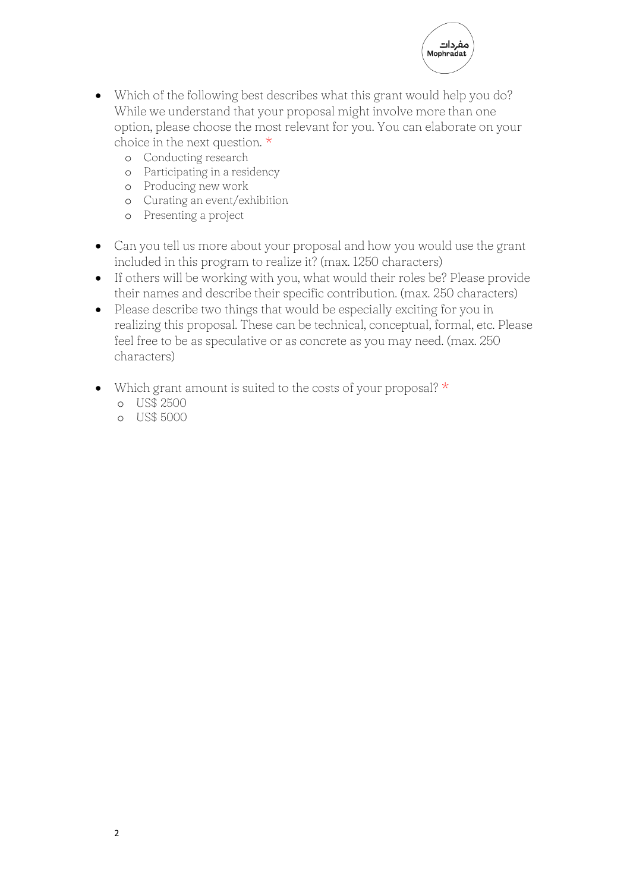- Which of the following best describes what this grant would help you do? While we understand that your proposal might involve more than one option, please choose the most relevant for you. You can elaborate on your choice in the next question. *
  - Conducting research
  - Participating in a residency
  - Producing new work
  - Curating an event/exhibition
  - Presenting a project

- Can you tell us more about your proposal and how you would use the grant included in this program to realize it? (max. 1250 characters)
- If others will be working with you, what would their roles be? Please provide their names and describe their specific contribution. (max. 250 characters)
- Please describe two things that would be especially exciting for you in realizing this proposal. These can be technical, conceptual, formal, etc. Please feel free to be as speculative or as concrete as you may need. (max. 250 characters)

- Which grant amount is suited to the costs of your proposal? *
  - US$ 2500
  - US$ 5000